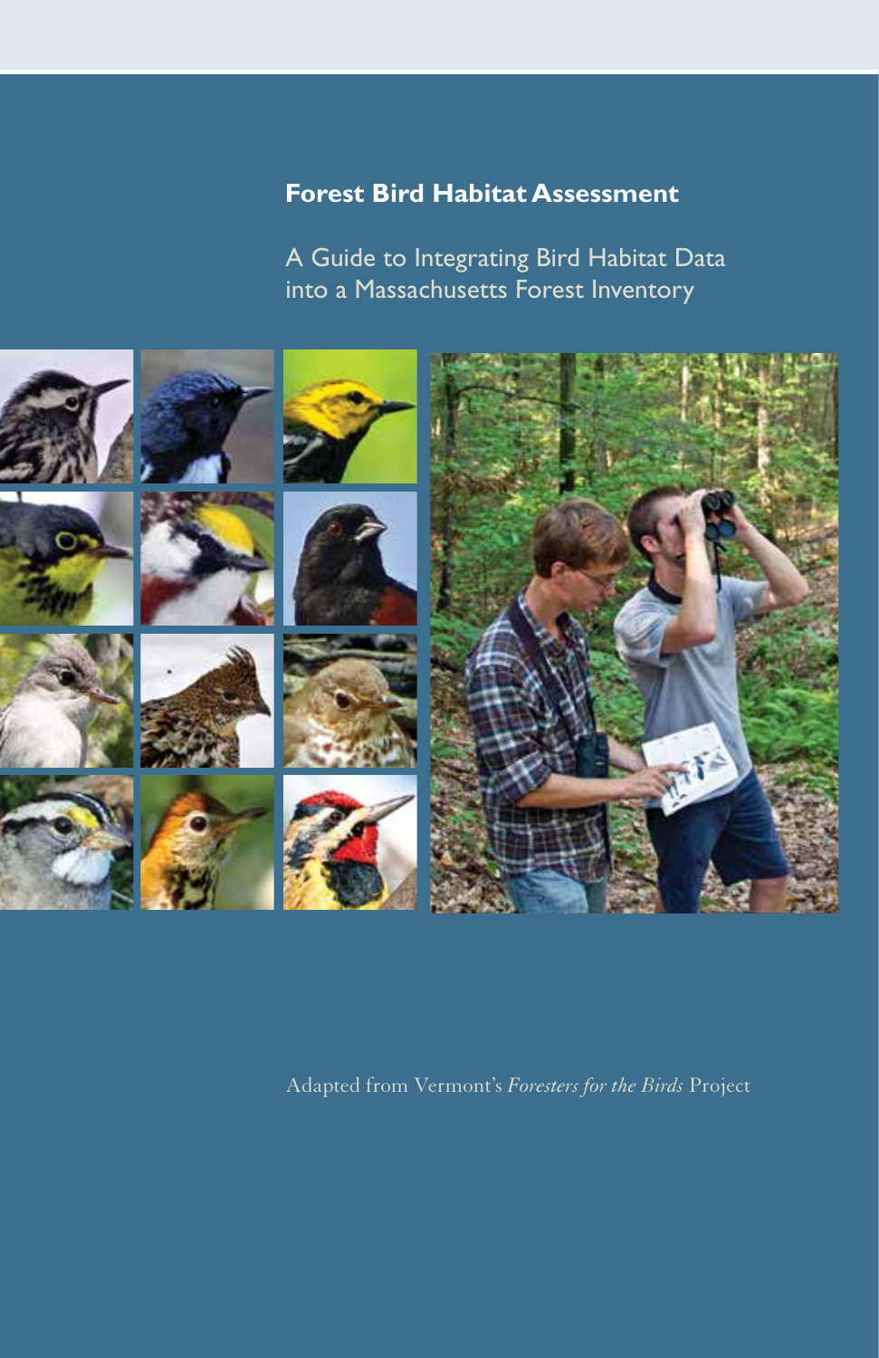# Forest Bird Habitat Assessment

## A Guide to Integrating Bird Habitat Data into a Massachusetts Forest Inventory

Adapted from Vermont's *Foresters for the Birds* Project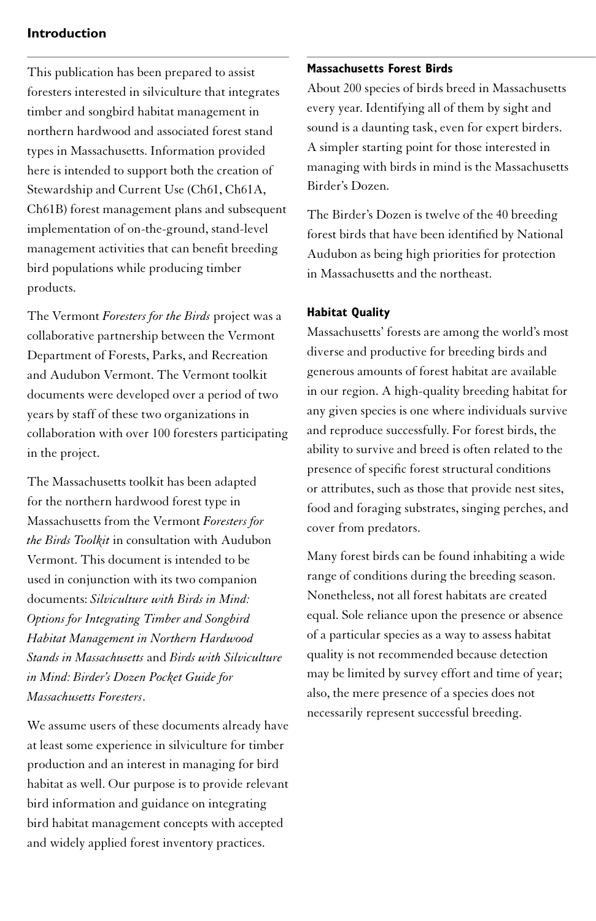## Introduction

This publication has been prepared to assist foresters interested in silviculture that integrates timber and songbird habitat management in northern hardwood and associated forest stand types in Massachusetts. Information provided here is intended to support both the creation of Stewardship and Current Use (Ch61, Ch61A, Ch61B) forest management plans and subsequent implementation of on-the-ground, stand-level management activities that can benefit breeding bird populations while producing timber products.

The Vermont *Foresters for the Birds* project was a collaborative partnership between the Vermont Department of Forests, Parks, and Recreation and Audubon Vermont. The Vermont toolkit documents were developed over a period of two years by staff of these two organizations in collaboration with over 100 foresters participating in the project.

The Massachusetts toolkit has been adapted for the northern hardwood forest type in Massachusetts from the Vermont *Foresters for the Birds Toolkit* in consultation with Audubon Vermont. This document is intended to be used in conjunction with its two companion documents: *Silviculture with Birds in Mind: Options for Integrating Timber and Songbird Habitat Management in Northern Hardwood Stands in Massachusetts* and *Birds with Silviculture in Mind: Birder's Dozen Pocket Guide for Massachusetts Foresters*.

We assume users of these documents already have at least some experience in silviculture for timber production and an interest in managing for bird habitat as well. Our purpose is to provide relevant bird information and guidance on integrating bird habitat management concepts with accepted and widely applied forest inventory practices.

### Massachusetts Forest Birds

About 200 species of birds breed in Massachusetts every year. Identifying all of them by sight and sound is a daunting task, even for expert birders. A simpler starting point for those interested in managing with birds in mind is the Massachusetts Birder's Dozen.

The Birder's Dozen is twelve of the 40 breeding forest birds that have been identified by National Audubon as being high priorities for protection in Massachusetts and the northeast.

### Habitat Quality

Massachusetts' forests are among the world's most diverse and productive for breeding birds and generous amounts of forest habitat are available in our region. A high-quality breeding habitat for any given species is one where individuals survive and reproduce successfully. For forest birds, the ability to survive and breed is often related to the presence of specific forest structural conditions or attributes, such as those that provide nest sites, food and foraging substrates, singing perches, and cover from predators.

Many forest birds can be found inhabiting a wide range of conditions during the breeding season. Nonetheless, not all forest habitats are created equal. Sole reliance upon the presence or absence of a particular species as a way to assess habitat quality is not recommended because detection may be limited by survey effort and time of year; also, the mere presence of a species does not necessarily represent successful breeding.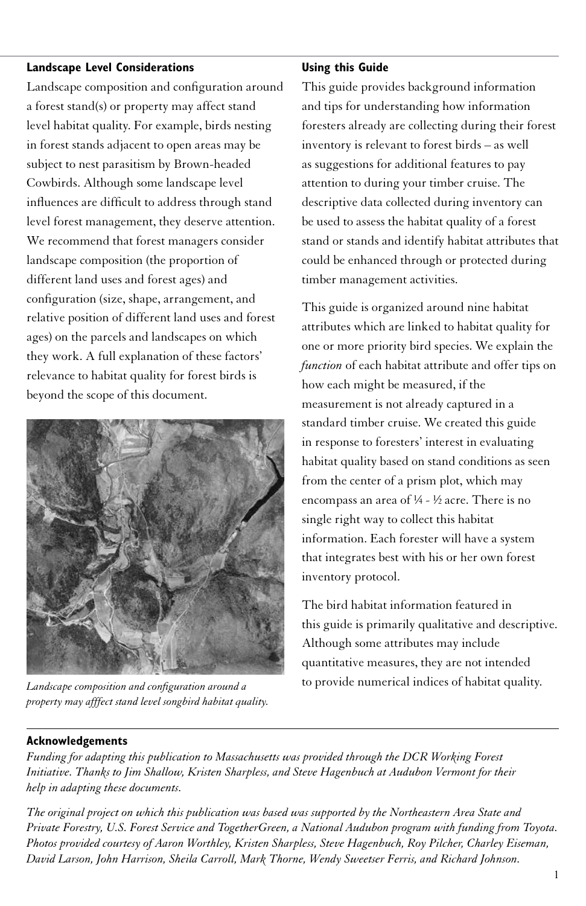## Landscape Level Considerations

Landscape composition and configuration around a forest stand(s) or property may affect stand level habitat quality. For example, birds nesting in forest stands adjacent to open areas may be subject to nest parasitism by Brown-headed Cowbirds. Although some landscape level influences are difficult to address through stand level forest management, they deserve attention. We recommend that forest managers consider landscape composition (the proportion of different land uses and forest ages) and configuration (size, shape, arrangement, and relative position of different land uses and forest ages) on the parcels and landscapes on which they work. A full explanation of these factors' relevance to habitat quality for forest birds is beyond the scope of this document.

*Landscape composition and configuration around a property may afffect stand level songbird habitat quality.*

## Using this Guide

This guide provides background information and tips for understanding how information foresters already are collecting during their forest inventory is relevant to forest birds – as well as suggestions for additional features to pay attention to during your timber cruise. The descriptive data collected during inventory can be used to assess the habitat quality of a forest stand or stands and identify habitat attributes that could be enhanced through or protected during timber management activities.

This guide is organized around nine habitat attributes which are linked to habitat quality for one or more priority bird species. We explain the *function* of each habitat attribute and offer tips on how each might be measured, if the measurement is not already captured in a standard timber cruise. We created this guide in response to foresters' interest in evaluating habitat quality based on stand conditions as seen from the center of a prism plot, which may encompass an area of ¼ - ½ acre. There is no single right way to collect this habitat information. Each forester will have a system that integrates best with his or her own forest inventory protocol.

The bird habitat information featured in this guide is primarily qualitative and descriptive. Although some attributes may include quantitative measures, they are not intended to provide numerical indices of habitat quality.

## Acknowledgements

*Funding for adapting this publication to Massachusetts was provided through the DCR Working Forest Initiative. Thanks to Jim Shallow, Kristen Sharpless, and Steve Hagenbuch at Audubon Vermont for their help in adapting these documents.*

*The original project on which this publication was based was supported by the Northeastern Area State and Private Forestry, U.S. Forest Service and TogetherGreen, a National Audubon program with funding from Toyota. Photos provided courtesy of Aaron Worthley, Kristen Sharpless, Steve Hagenbuch, Roy Pilcher, Charley Eiseman, David Larson, John Harrison, Sheila Carroll, Mark Thorne, Wendy Sweetser Ferris, and Richard Johnson.*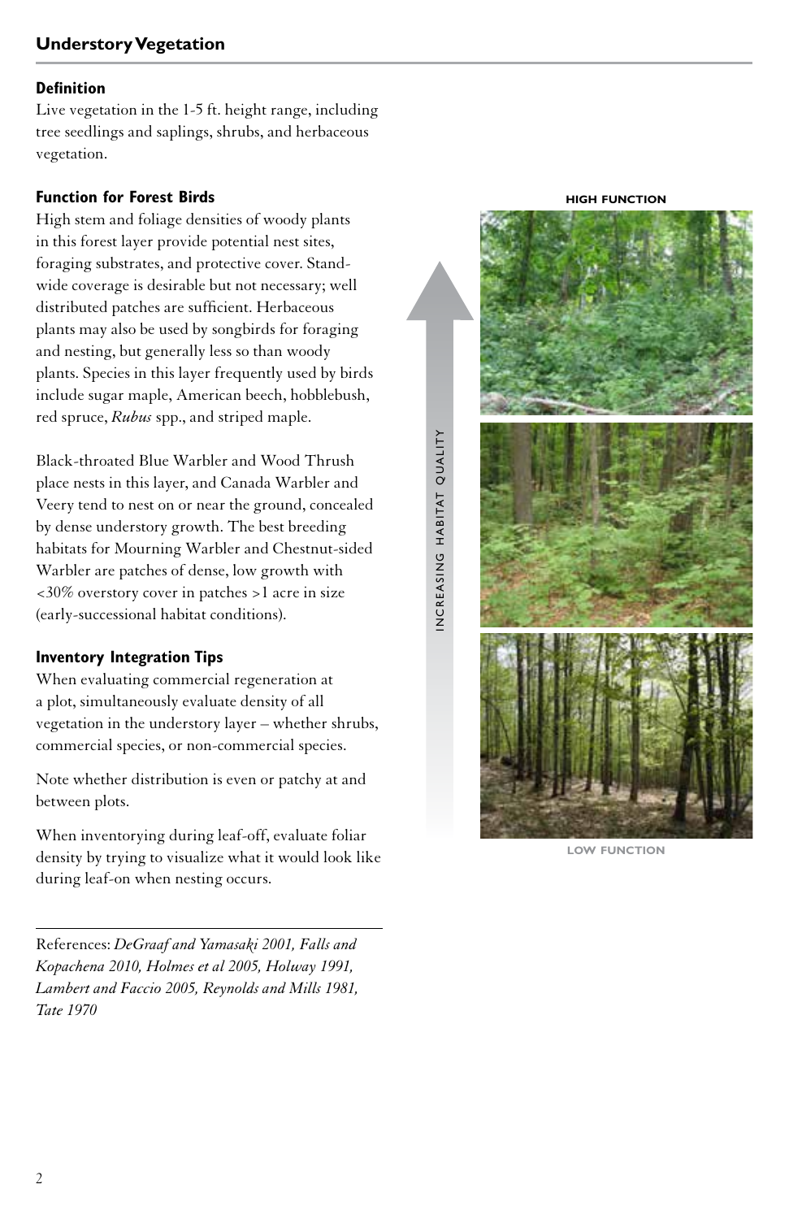## Understory Vegetation

### Definition

Live vegetation in the 1-5 ft. height range, including tree seedlings and saplings, shrubs, and herbaceous vegetation.

### Function for Forest Birds

High stem and foliage densities of woody plants in this forest layer provide potential nest sites, foraging substrates, and protective cover. Stand-wide coverage is desirable but not necessary; well distributed patches are sufficient. Herbaceous plants may also be used by songbirds for foraging and nesting, but generally less so than woody plants. Species in this layer frequently used by birds include sugar maple, American beech, hobblebush, red spruce, *Rubus* spp., and striped maple.

Black-throated Blue Warbler and Wood Thrush place nests in this layer, and Canada Warbler and Veery tend to nest on or near the ground, concealed by dense understory growth. The best breeding habitats for Mourning Warbler and Chestnut-sided Warbler are patches of dense, low growth with <30% overstory cover in patches >1 acre in size (early-successional habitat conditions).

### Inventory Integration Tips

When evaluating commercial regeneration at a plot, simultaneously evaluate density of all vegetation in the understory layer – whether shrubs, commercial species, or non-commercial species.

Note whether distribution is even or patchy at and between plots.

When inventorying during leaf-off, evaluate foliar density by trying to visualize what it would look like during leaf-on when nesting occurs.

References: *DeGraaf and Yamasaki 2001, Falls and Kopachena 2010, Holmes et al 2005, Holway 1991, Lambert and Faccio 2005, Reynolds and Mills 1981, Tate 1970*

HIGH FUNCTION

INCREASING HABITAT QUALITY

LOW FUNCTION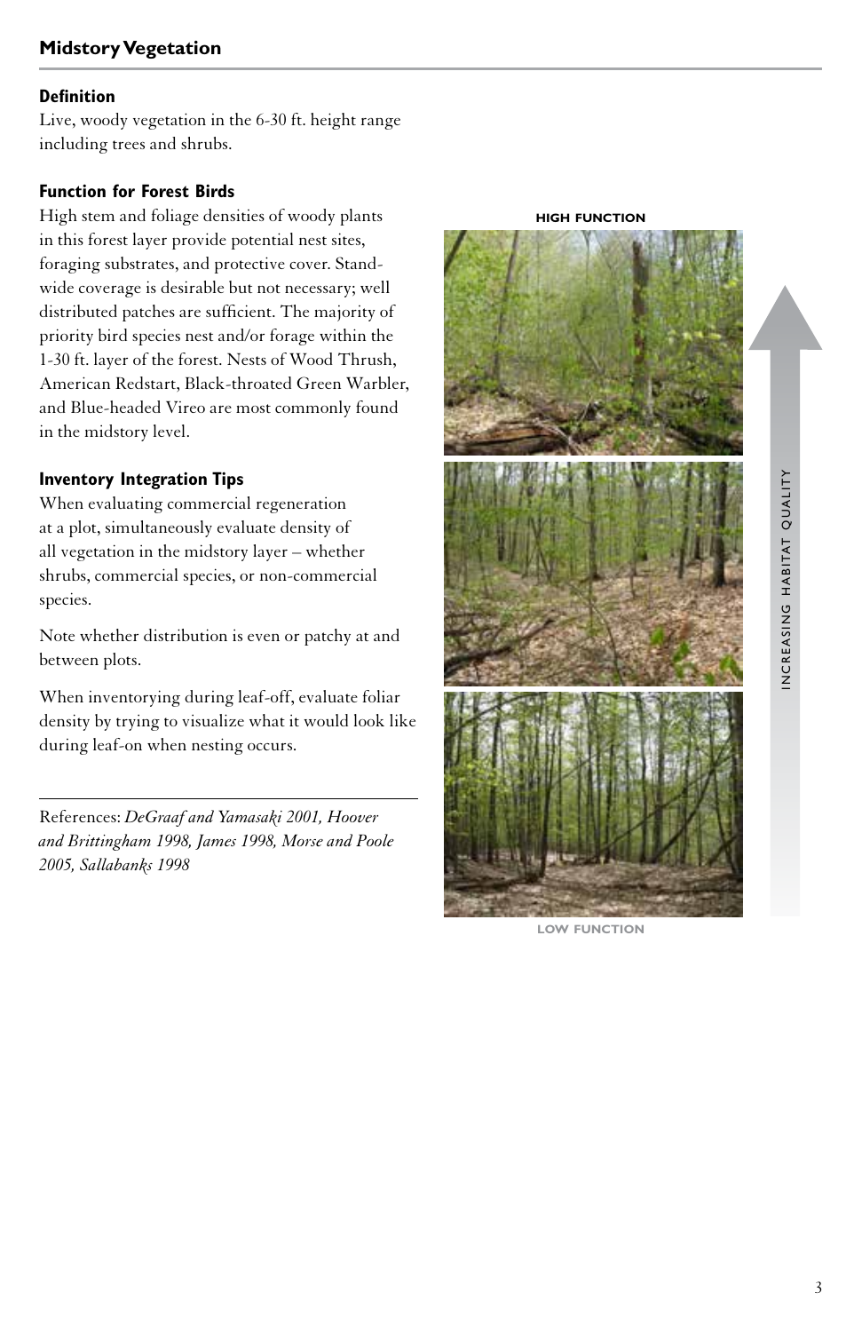## Midstory Vegetation

### Definition

Live, woody vegetation in the 6-30 ft. height range including trees and shrubs.

### Function for Forest Birds

High stem and foliage densities of woody plants in this forest layer provide potential nest sites, foraging substrates, and protective cover. Stand-wide coverage is desirable but not necessary; well distributed patches are sufficient. The majority of priority bird species nest and/or forage within the 1-30 ft. layer of the forest. Nests of Wood Thrush, American Redstart, Black-throated Green Warbler, and Blue-headed Vireo are most commonly found in the midstory level.

### Inventory Integration Tips

When evaluating commercial regeneration at a plot, simultaneously evaluate density of all vegetation in the midstory layer – whether shrubs, commercial species, or non-commercial species.

Note whether distribution is even or patchy at and between plots.

When inventorying during leaf-off, evaluate foliar density by trying to visualize what it would look like during leaf-on when nesting occurs.

---

References: *DeGraaf and Yamasaki 2001, Hoover and Brittingham 1998, James 1998, Morse and Poole 2005, Sallabanks 1998*

HIGH FUNCTION

INCREASING HABITAT QUALITY

LOW FUNCTION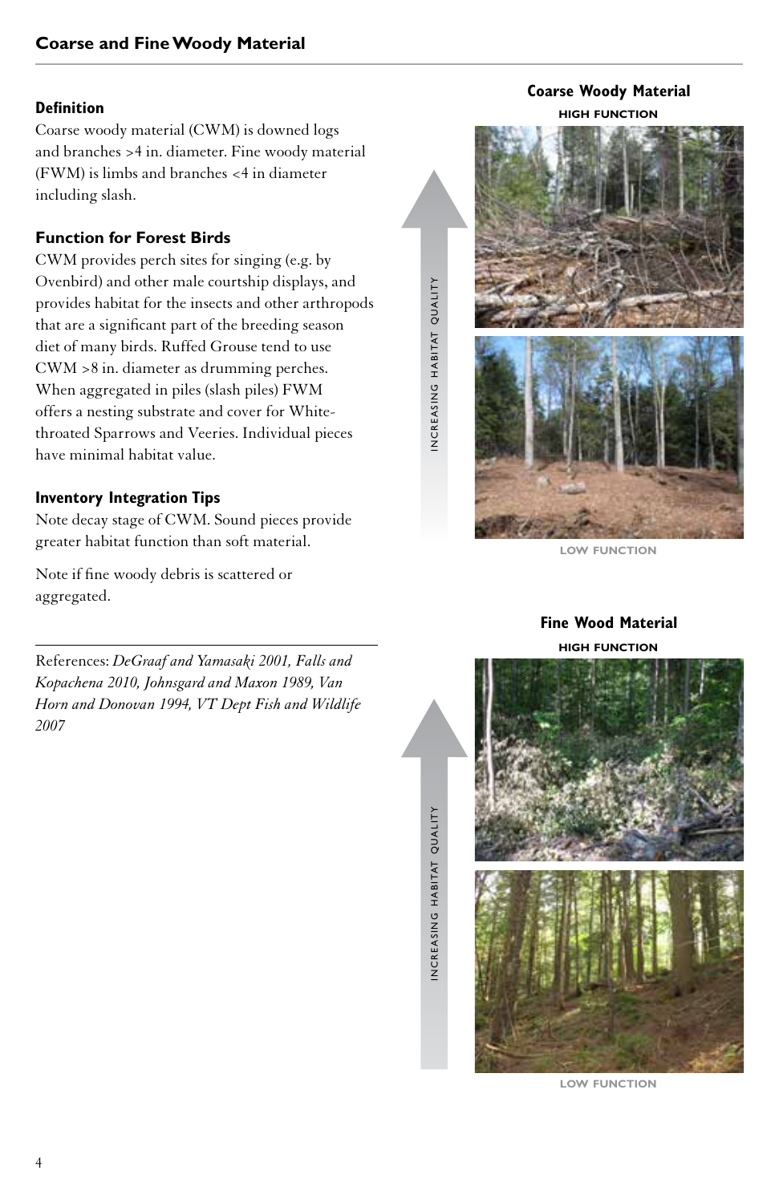## Coarse and Fine Woody Material

### Definition

Coarse woody material (CWM) is downed logs and branches >4 in. diameter. Fine woody material (FWM) is limbs and branches <4 in diameter including slash.

### Function for Forest Birds

CWM provides perch sites for singing (e.g. by Ovenbird) and other male courtship displays, and provides habitat for the insects and other arthropods that are a significant part of the breeding season diet of many birds. Ruffed Grouse tend to use CWM >8 in. diameter as drumming perches. When aggregated in piles (slash piles) FWM offers a nesting substrate and cover for White-throated Sparrows and Veeries. Individual pieces have minimal habitat value.

### Inventory Integration Tips

Note decay stage of CWM. Sound pieces provide greater habitat function than soft material.

Note if fine woody debris is scattered or aggregated.

---

References: *DeGraaf and Yamasaki 2001, Falls and Kopachena 2010, Johnsgard and Maxon 1989, Van Horn and Donovan 1994, VT Dept Fish and Wildlife 2007*

**Coarse Woody Material**

HIGH FUNCTION

INCREASING HABITAT QUALITY

LOW FUNCTION

**Fine Wood Material**

HIGH FUNCTION

INCREASING HABITAT QUALITY

LOW FUNCTION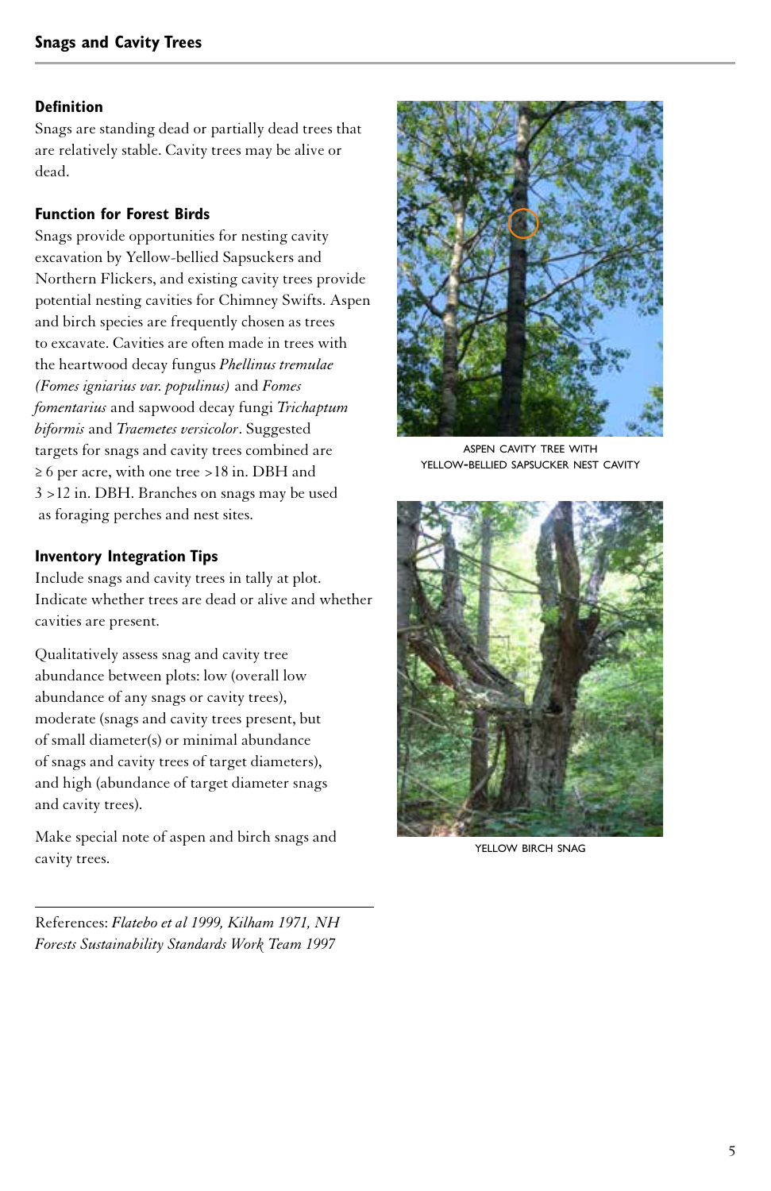## Snags and Cavity Trees

### Definition

Snags are standing dead or partially dead trees that are relatively stable. Cavity trees may be alive or dead.

### Function for Forest Birds

Snags provide opportunities for nesting cavity excavation by Yellow-bellied Sapsuckers and Northern Flickers, and existing cavity trees provide potential nesting cavities for Chimney Swifts. Aspen and birch species are frequently chosen as trees to excavate. Cavities are often made in trees with the heartwood decay fungus *Phellinus tremulae (Fomes igniarius var. populinus)* and *Fomes fomentarius* and sapwood decay fungi *Trichaptum biformis* and *Traemetes versicolor*. Suggested targets for snags and cavity trees combined are ≥ 6 per acre, with one tree >18 in. DBH and 3 >12 in. DBH. Branches on snags may be used as foraging perches and nest sites.

### Inventory Integration Tips

Include snags and cavity trees in tally at plot. Indicate whether trees are dead or alive and whether cavities are present.

Qualitatively assess snag and cavity tree abundance between plots: low (overall low abundance of any snags or cavity trees), moderate (snags and cavity trees present, but of small diameter(s) or minimal abundance of snags and cavity trees of target diameters), and high (abundance of target diameter snags and cavity trees).

Make special note of aspen and birch snags and cavity trees.

---

References: *Flatebo et al 1999, Kilham 1971, NH Forests Sustainability Standards Work Team 1997*

ASPEN CAVITY TREE WITH YELLOW-BELLIED SAPSUCKER NEST CAVITY

YELLOW BIRCH SNAG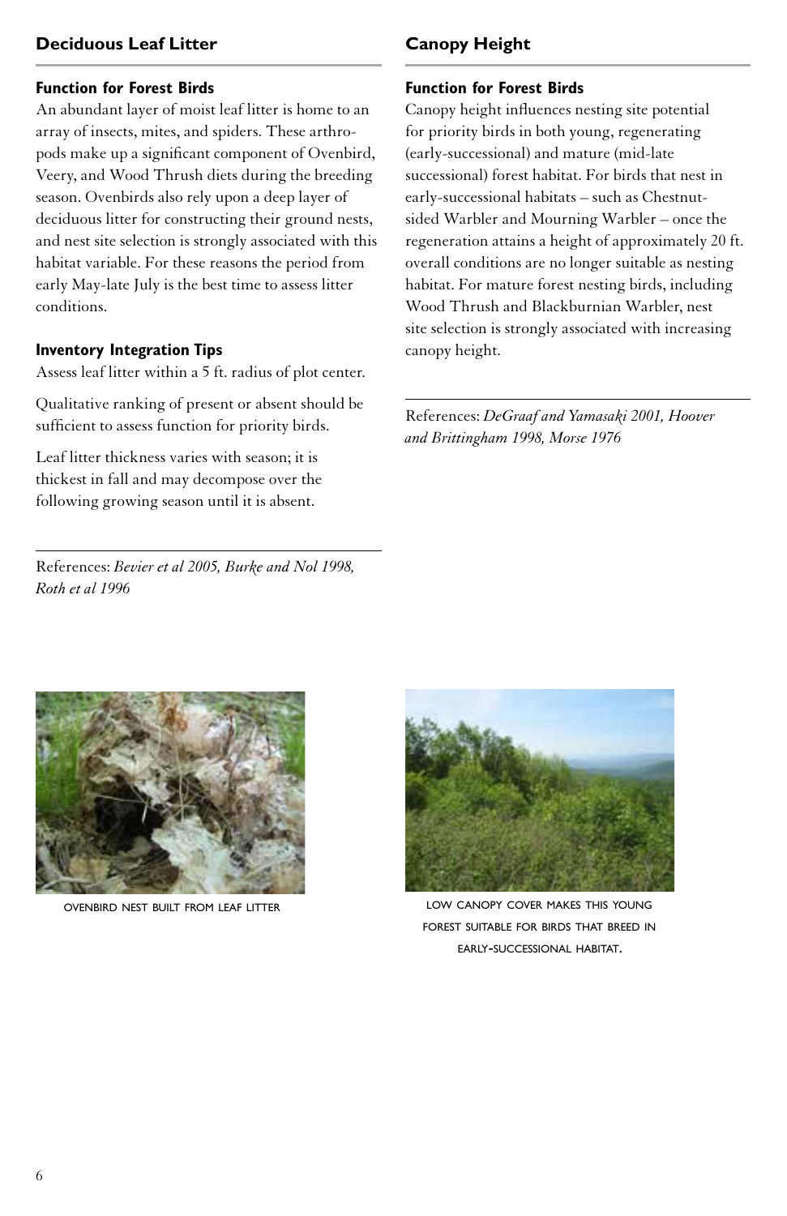## Deciduous Leaf Litter

### Function for Forest Birds

An abundant layer of moist leaf litter is home to an array of insects, mites, and spiders. These arthropods make up a significant component of Ovenbird, Veery, and Wood Thrush diets during the breeding season. Ovenbirds also rely upon a deep layer of deciduous litter for constructing their ground nests, and nest site selection is strongly associated with this habitat variable. For these reasons the period from early May-late July is the best time to assess litter conditions.

### Inventory Integration Tips

Assess leaf litter within a 5 ft. radius of plot center.

Qualitative ranking of present or absent should be sufficient to assess function for priority birds.

Leaf litter thickness varies with season; it is thickest in fall and may decompose over the following growing season until it is absent.

References: *Bevier et al 2005, Burke and Nol 1998, Roth et al 1996*

OVENBIRD NEST BUILT FROM LEAF LITTER

## Canopy Height

### Function for Forest Birds

Canopy height influences nesting site potential for priority birds in both young, regenerating (early-successional) and mature (mid-late successional) forest habitat. For birds that nest in early-successional habitats – such as Chestnut-sided Warbler and Mourning Warbler – once the regeneration attains a height of approximately 20 ft. overall conditions are no longer suitable as nesting habitat. For mature forest nesting birds, including Wood Thrush and Blackburnian Warbler, nest site selection is strongly associated with increasing canopy height.

References: *DeGraaf and Yamasaki 2001, Hoover and Brittingham 1998, Morse 1976*

LOW CANOPY COVER MAKES THIS YOUNG FOREST SUITABLE FOR BIRDS THAT BREED IN EARLY-SUCCESSIONAL HABITAT.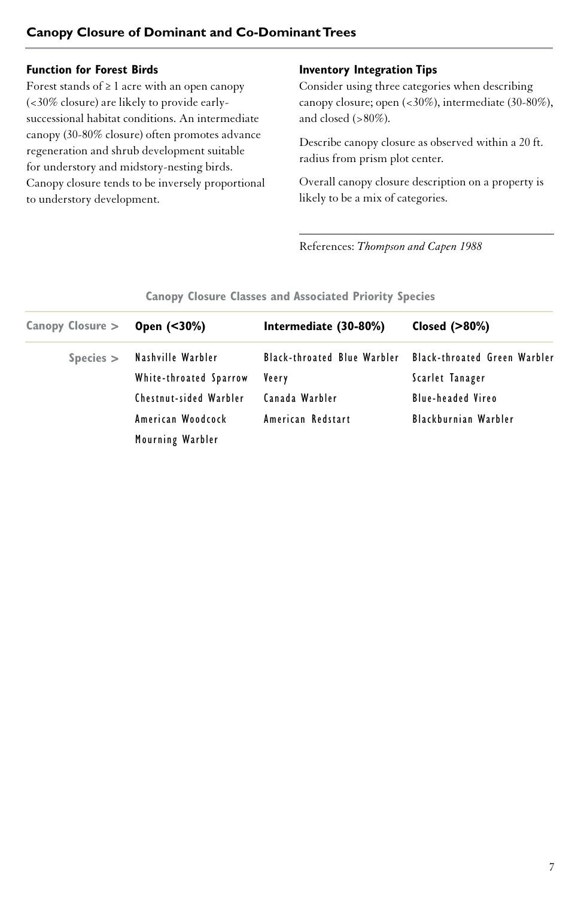## Canopy Closure of Dominant and Co-Dominant Trees

### Function for Forest Birds

Forest stands of ≥ 1 acre with an open canopy (<30% closure) are likely to provide early-successional habitat conditions. An intermediate canopy (30-80% closure) often promotes advance regeneration and shrub development suitable for understory and midstory-nesting birds. Canopy closure tends to be inversely proportional to understory development.

### Inventory Integration Tips

Consider using three categories when describing canopy closure; open (<30%), intermediate (30-80%), and closed (>80%).

Describe canopy closure as observed within a 20 ft. radius from prism plot center.

Overall canopy closure description on a property is likely to be a mix of categories.

References: *Thompson and Capen 1988*

**Canopy Closure Classes and Associated Priority Species**

| Canopy Closure > | Open (<30%) | Intermediate (30-80%) | Closed (>80%) |
|---|---|---|---|
| Species > | Nashville Warbler | Black-throated Blue Warbler | Black-throated Green Warbler |
| | White-throated Sparrow | Veery | Scarlet Tanager |
| | Chestnut-sided Warbler | Canada Warbler | Blue-headed Vireo |
| | American Woodcock | American Redstart | Blackburnian Warbler |
| | Mourning Warbler | | |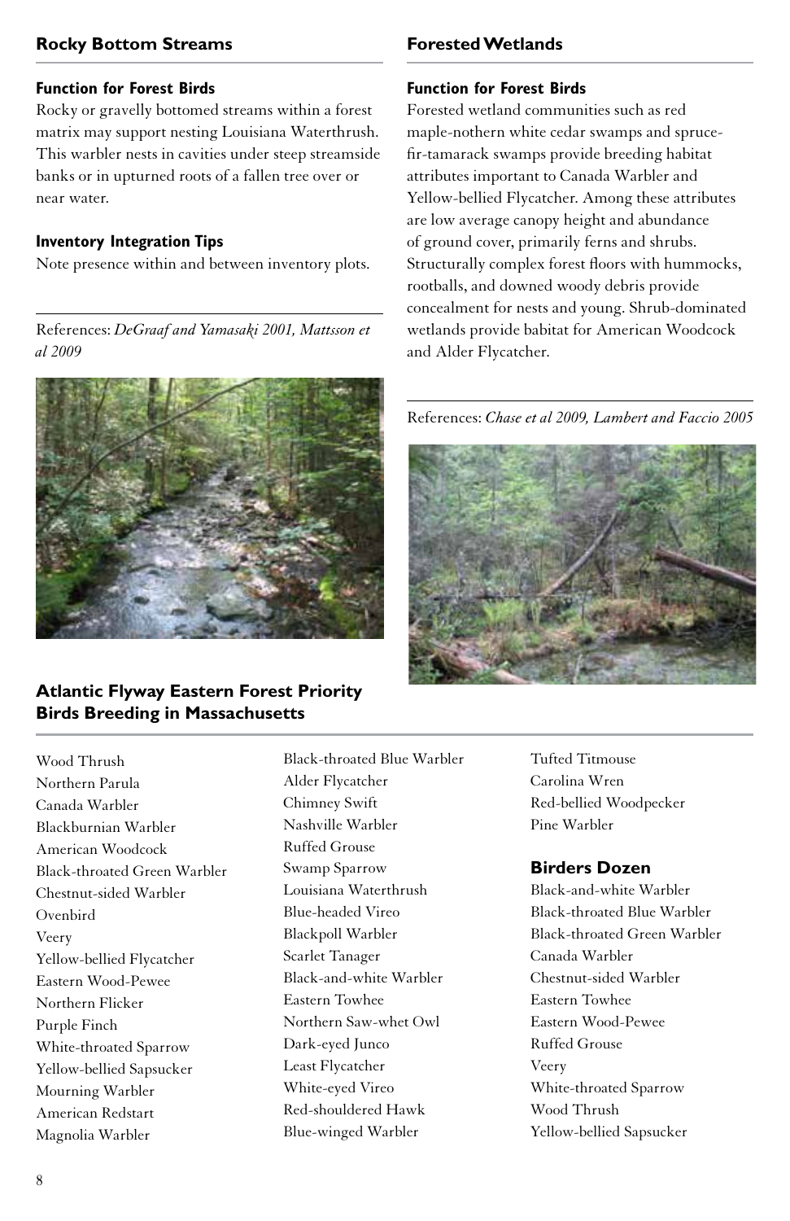## Rocky Bottom Streams

### Function for Forest Birds

Rocky or gravelly bottomed streams within a forest matrix may support nesting Louisiana Waterthrush. This warbler nests in cavities under steep streamside banks or in upturned roots of a fallen tree over or near water.

### Inventory Integration Tips

Note presence within and between inventory plots.

References: *DeGraaf and Yamasaki 2001, Mattsson et al 2009*

## Forested Wetlands

### Function for Forest Birds

Forested wetland communities such as red maple-nothern white cedar swamps and spruce-fir-tamarack swamps provide breeding habitat attributes important to Canada Warbler and Yellow-bellied Flycatcher. Among these attributes are low average canopy height and abundance of ground cover, primarily ferns and shrubs. Structurally complex forest floors with hummocks, rootballs, and downed woody debris provide concealment for nests and young. Shrub-dominated wetlands provide babitat for American Woodcock and Alder Flycatcher.

References: *Chase et al 2009, Lambert and Faccio 2005*

## Atlantic Flyway Eastern Forest Priority Birds Breeding in Massachusetts

Wood Thrush
Northern Parula
Canada Warbler
Blackburnian Warbler
American Woodcock
Black-throated Green Warbler
Chestnut-sided Warbler
Ovenbird
Veery
Yellow-bellied Flycatcher
Eastern Wood-Pewee
Northern Flicker
Purple Finch
White-throated Sparrow
Yellow-bellied Sapsucker
Mourning Warbler
American Redstart
Magnolia Warbler
Black-throated Blue Warbler
Alder Flycatcher
Chimney Swift
Nashville Warbler
Ruffed Grouse
Swamp Sparrow
Louisiana Waterthrush
Blue-headed Vireo
Blackpoll Warbler
Scarlet Tanager
Black-and-white Warbler
Eastern Towhee
Northern Saw-whet Owl
Dark-eyed Junco
Least Flycatcher
White-eyed Vireo
Red-shouldered Hawk
Blue-winged Warbler
Tufted Titmouse
Carolina Wren
Red-bellied Woodpecker
Pine Warbler

## Birders Dozen

Black-and-white Warbler
Black-throated Blue Warbler
Black-throated Green Warbler
Canada Warbler
Chestnut-sided Warbler
Eastern Towhee
Eastern Wood-Pewee
Ruffed Grouse
Veery
White-throated Sparrow
Wood Thrush
Yellow-bellied Sapsucker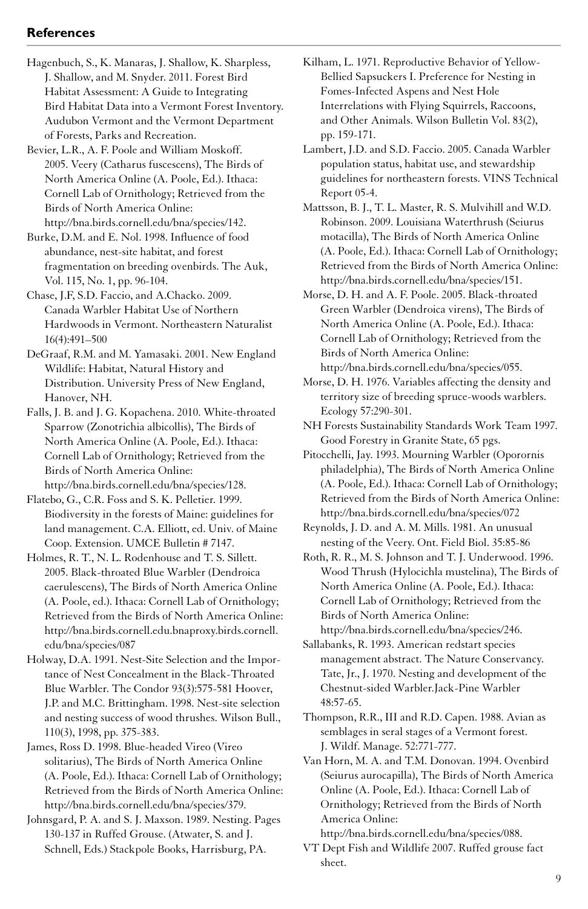## References

Hagenbuch, S., K. Manaras, J. Shallow, K. Sharpless, J. Shallow, and M. Snyder. 2011. Forest Bird Habitat Assessment: A Guide to Integrating Bird Habitat Data into a Vermont Forest Inventory. Audubon Vermont and the Vermont Department of Forests, Parks and Recreation.

Bevier, L.R., A. F. Poole and William Moskoff. 2005. Veery (Catharus fuscescens), The Birds of North America Online (A. Poole, Ed.). Ithaca: Cornell Lab of Ornithology; Retrieved from the Birds of North America Online: http://bna.birds.cornell.edu/bna/species/142.

Burke, D.M. and E. Nol. 1998. Influence of food abundance, nest-site habitat, and forest fragmentation on breeding ovenbirds. The Auk, Vol. 115, No. 1, pp. 96-104.

Chase, J.F, S.D. Faccio, and A.Chacko. 2009. Canada Warbler Habitat Use of Northern Hardwoods in Vermont. Northeastern Naturalist 16(4):491–500

DeGraaf, R.M. and M. Yamasaki. 2001. New England Wildlife: Habitat, Natural History and Distribution. University Press of New England, Hanover, NH.

Falls, J. B. and J. G. Kopachena. 2010. White-throated Sparrow (Zonotrichia albicollis), The Birds of North America Online (A. Poole, Ed.). Ithaca: Cornell Lab of Ornithology; Retrieved from the Birds of North America Online: http://bna.birds.cornell.edu/bna/species/128.

Flatebo, G., C.R. Foss and S. K. Pelletier. 1999. Biodiversity in the forests of Maine: guidelines for land management. C.A. Elliott, ed. Univ. of Maine Coop. Extension. UMCE Bulletin # 7147.

Holmes, R. T., N. L. Rodenhouse and T. S. Sillett. 2005. Black-throated Blue Warbler (Dendroica caerulescens), The Birds of North America Online (A. Poole, ed.). Ithaca: Cornell Lab of Ornithology; Retrieved from the Birds of North America Online: http://bna.birds.cornell.edu.bnaproxy.birds.cornell.edu/bna/species/087

Holway, D.A. 1991. Nest-Site Selection and the Importance of Nest Concealment in the Black-Throated Blue Warbler. The Condor 93(3):575-581 Hoover, J.P. and M.C. Brittingham. 1998. Nest-site selection and nesting success of wood thrushes. Wilson Bull., 110(3), 1998, pp. 375-383.

James, Ross D. 1998. Blue-headed Vireo (Vireo solitarius), The Birds of North America Online (A. Poole, Ed.). Ithaca: Cornell Lab of Ornithology; Retrieved from the Birds of North America Online: http://bna.birds.cornell.edu/bna/species/379.

Johnsgard, P. A. and S. J. Maxson. 1989. Nesting. Pages 130-137 in Ruffed Grouse. (Atwater, S. and J. Schnell, Eds.) Stackpole Books, Harrisburg, PA.

Kilham, L. 1971. Reproductive Behavior of Yellow-Bellied Sapsuckers I. Preference for Nesting in Fomes-Infected Aspens and Nest Hole Interrelations with Flying Squirrels, Raccoons, and Other Animals. Wilson Bulletin Vol. 83(2), pp. 159-171.

Lambert, J.D. and S.D. Faccio. 2005. Canada Warbler population status, habitat use, and stewardship guidelines for northeastern forests. VINS Technical Report 05-4.

Mattsson, B. J., T. L. Master, R. S. Mulvihill and W.D. Robinson. 2009. Louisiana Waterthrush (Seiurus motacilla), The Birds of North America Online (A. Poole, Ed.). Ithaca: Cornell Lab of Ornithology; Retrieved from the Birds of North America Online: http://bna.birds.cornell.edu/bna/species/151.

Morse, D. H. and A. F. Poole. 2005. Black-throated Green Warbler (Dendroica virens), The Birds of North America Online (A. Poole, Ed.). Ithaca: Cornell Lab of Ornithology; Retrieved from the Birds of North America Online: http://bna.birds.cornell.edu/bna/species/055.

Morse, D. H. 1976. Variables affecting the density and territory size of breeding spruce-woods warblers. Ecology 57:290-301.

NH Forests Sustainability Standards Work Team 1997. Good Forestry in Granite State, 65 pgs.

Pitocchelli, Jay. 1993. Mourning Warbler (Oporornis philadelphia), The Birds of North America Online (A. Poole, Ed.). Ithaca: Cornell Lab of Ornithology; Retrieved from the Birds of North America Online: http://bna.birds.cornell.edu/bna/species/072

Reynolds, J. D. and A. M. Mills. 1981. An unusual nesting of the Veery. Ont. Field Biol. 35:85-86

Roth, R. R., M. S. Johnson and T. J. Underwood. 1996. Wood Thrush (Hylocichla mustelina), The Birds of North America Online (A. Poole, Ed.). Ithaca: Cornell Lab of Ornithology; Retrieved from the Birds of North America Online: http://bna.birds.cornell.edu/bna/species/246.

Sallabanks, R. 1993. American redstart species management abstract. The Nature Conservancy. Tate, Jr., J. 1970. Nesting and development of the Chestnut-sided Warbler.Jack-Pine Warbler 48:57-65.

Thompson, R.R., III and R.D. Capen. 1988. Avian as semblages in seral stages of a Vermont forest. J. Wildf. Manage. 52:771-777.

Van Horn, M. A. and T.M. Donovan. 1994. Ovenbird (Seiurus aurocapilla), The Birds of North America Online (A. Poole, Ed.). Ithaca: Cornell Lab of Ornithology; Retrieved from the Birds of North America Online: http://bna.birds.cornell.edu/bna/species/088.

VT Dept Fish and Wildlife 2007. Ruffed grouse fact sheet.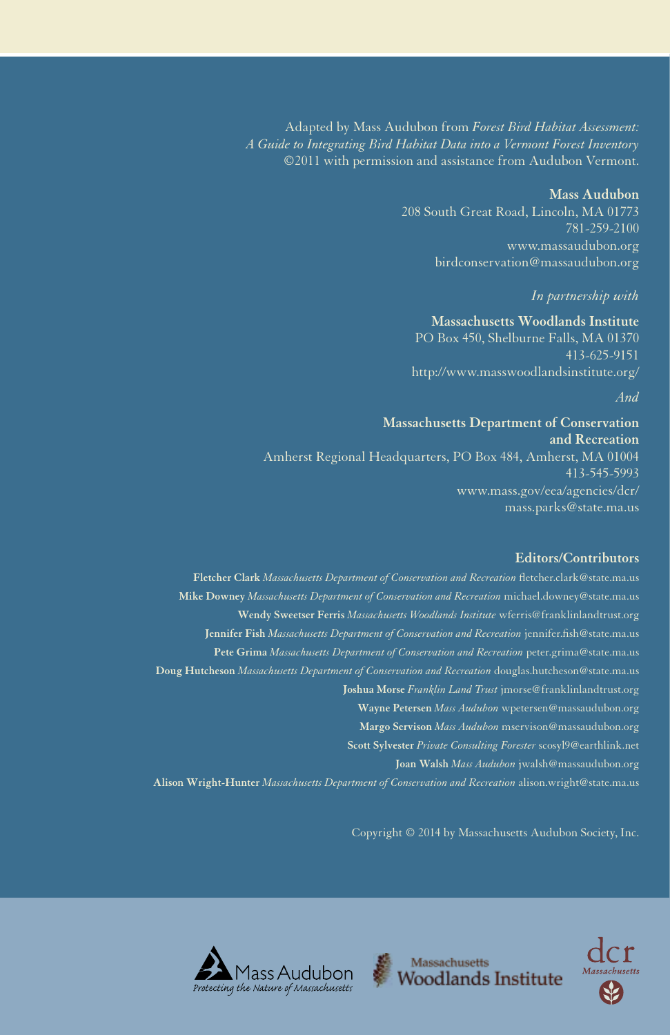Adapted by Mass Audubon from *Forest Bird Habitat Assessment: A Guide to Integrating Bird Habitat Data into a Vermont Forest Inventory* ©2011 with permission and assistance from Audubon Vermont.

**Mass Audubon**
208 South Great Road, Lincoln, MA 01773
781-259-2100
www.massaudubon.org
birdconservation@massaudubon.org

*In partnership with*

**Massachusetts Woodlands Institute**
PO Box 450, Shelburne Falls, MA 01370
413-625-9151
http://www.masswoodlandsinstitute.org/

*And*

**Massachusetts Department of Conservation and Recreation**
Amherst Regional Headquarters, PO Box 484, Amherst, MA 01004
413-545-5993
www.mass.gov/eea/agencies/dcr/
mass.parks@state.ma.us

## Editors/Contributors

**Fletcher Clark** *Massachusetts Department of Conservation and Recreation* fletcher.clark@state.ma.us
**Mike Downey** *Massachusetts Department of Conservation and Recreation* michael.downey@state.ma.us
**Wendy Sweetser Ferris** *Massachusetts Woodlands Institute* wferris@franklinlandtrust.org
**Jennifer Fish** *Massachusetts Department of Conservation and Recreation* jennifer.fish@state.ma.us
**Pete Grima** *Massachusetts Department of Conservation and Recreation* peter.grima@state.ma.us
**Doug Hutcheson** *Massachusetts Department of Conservation and Recreation* douglas.hutcheson@state.ma.us
**Joshua Morse** *Franklin Land Trust* jmorse@franklinlandtrust.org
**Wayne Petersen** *Mass Audubon* wpetersen@massaudubon.org
**Margo Servison** *Mass Audubon* mservison@massaudubon.org
**Scott Sylvester** *Private Consulting Forester* scosyl9@earthlink.net
**Joan Walsh** *Mass Audubon* jwalsh@massaudubon.org
**Alison Wright-Hunter** *Massachusetts Department of Conservation and Recreation* alison.wright@state.ma.us

Copyright © 2014 by Massachusetts Audubon Society, Inc.

Mass Audubon
*Protecting the Nature of Massachusetts*

Massachusetts Woodlands Institute

dcr
*Massachusetts*